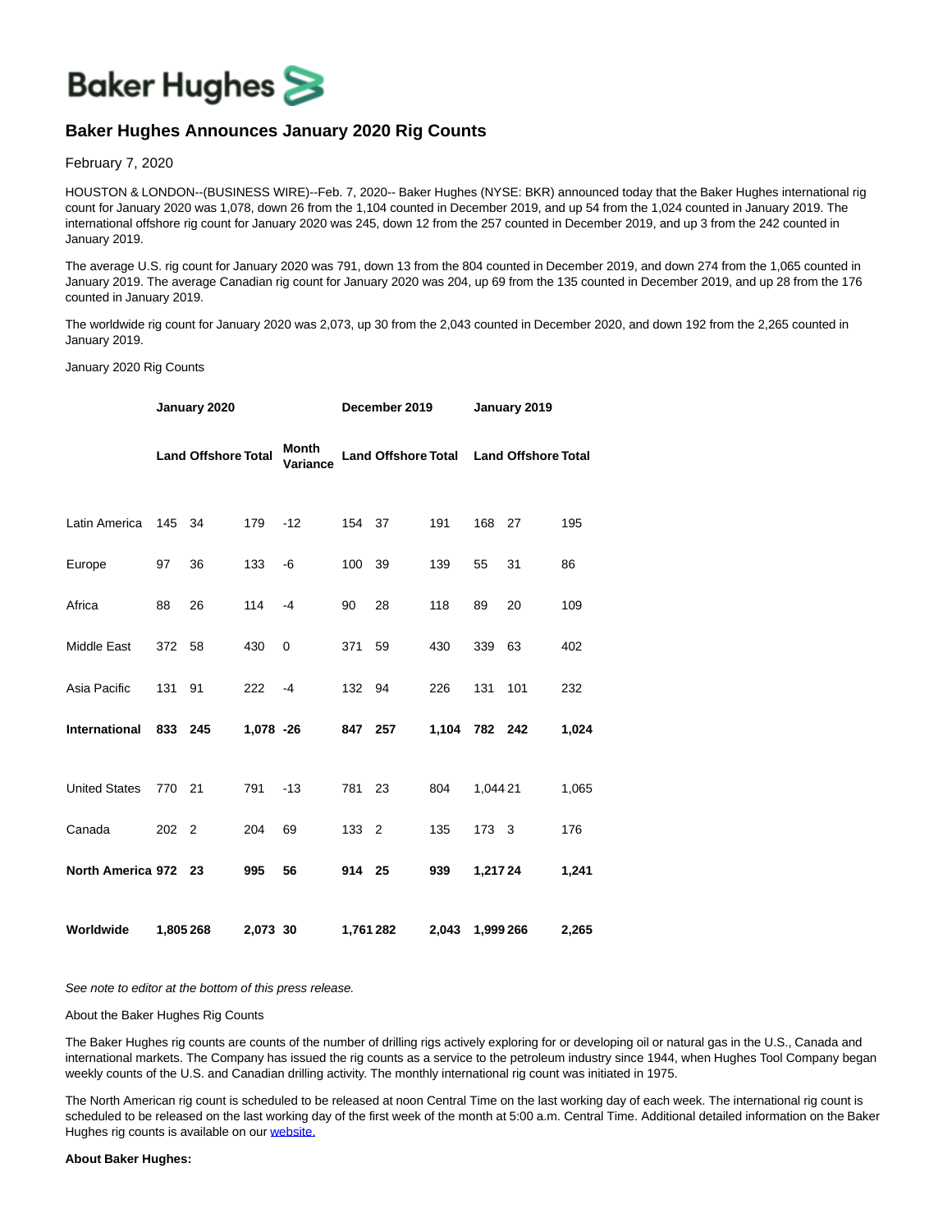# Baker Hughes Announces January 2020 Rig Counts

February 7, 2020

HOUSTON & LONDON--(BUSINESS WIRE)--Feb. 7, 2020-- Baker Hughes (NYSE: BKR) announced today that the Baker Hughes international rig count for January 2020 was 1,078, down 26 from the 1,104 counted in December 2019, and up 54 from the 1,024 counted in January 2019. The international offshore rig count for January 2020 was 245, down 12 from the 257 counted in December 2019, and up 3 from the 242 counted in January 2019.

The average U.S. rig count for January 2020 was 791, down 13 from the 804 counted in December 2019, and down 274 from the 1,065 counted in January 2019. The average Canadian rig count for January 2020 was 204, up 69 from the 135 counted in December 2019, and up 28 from the 176 counted in January 2019.

The worldwide rig count for January 2020 was 2,073, up 30 from the 2,043 counted in December 2020, and down 192 from the 2,265 counted in January 2019.

January 2020 Rig Counts

| | January 2020 | | | | December 2019 | | | January 2019 | | |
|---|---|---|---|---|---|---|---|---|---|---|
| | Land | Offshore | Total | Month Variance | Land | Offshore | Total | Land | Offshore | Total |
| Latin America | 145 | 34 | 179 | -12 | 154 | 37 | 191 | 168 | 27 | 195 |
| Europe | 97 | 36 | 133 | -6 | 100 | 39 | 139 | 55 | 31 | 86 |
| Africa | 88 | 26 | 114 | -4 | 90 | 28 | 118 | 89 | 20 | 109 |
| Middle East | 372 | 58 | 430 | 0 | 371 | 59 | 430 | 339 | 63 | 402 |
| Asia Pacific | 131 | 91 | 222 | -4 | 132 | 94 | 226 | 131 | 101 | 232 |
| **International** | **833** | **245** | **1,078** | **-26** | **847** | **257** | **1,104** | **782** | **242** | **1,024** |
| United States | 770 | 21 | 791 | -13 | 781 | 23 | 804 | 1,044 | 21 | 1,065 |
| Canada | 202 | 2 | 204 | 69 | 133 | 2 | 135 | 173 | 3 | 176 |
| **North America** | **972** | **23** | **995** | **56** | **914** | **25** | **939** | **1,217** | **24** | **1,241** |
| **Worldwide** | **1,805** | **268** | **2,073** | **30** | **1,761** | **282** | **2,043** | **1,999** | **266** | **2,265** |

*See note to editor at the bottom of this press release.*

About the Baker Hughes Rig Counts

The Baker Hughes rig counts are counts of the number of drilling rigs actively exploring for or developing oil or natural gas in the U.S., Canada and international markets. The Company has issued the rig counts as a service to the petroleum industry since 1944, when Hughes Tool Company began weekly counts of the U.S. and Canadian drilling activity. The monthly international rig count was initiated in 1975.

The North American rig count is scheduled to be released at noon Central Time on the last working day of each week. The international rig count is scheduled to be released on the last working day of the first week of the month at 5:00 a.m. Central Time. Additional detailed information on the Baker Hughes rig counts is available on our website.

**About Baker Hughes:**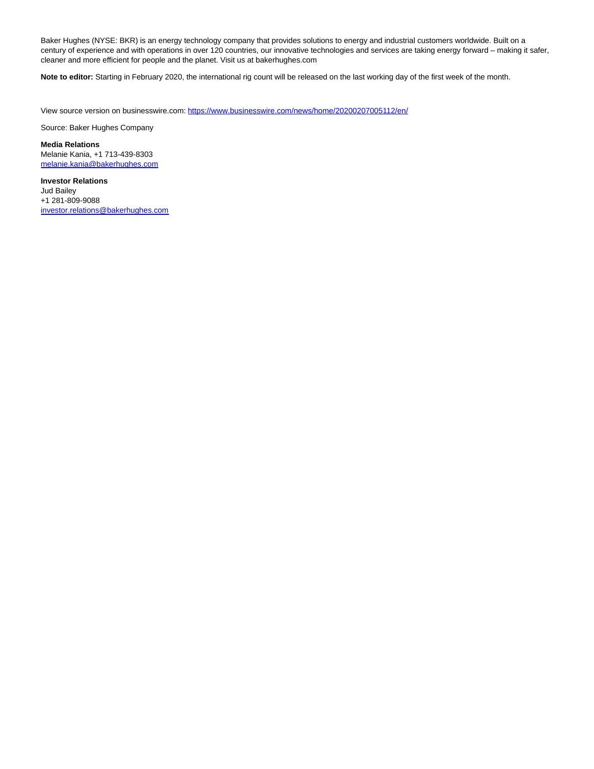Baker Hughes (NYSE: BKR) is an energy technology company that provides solutions to energy and industrial customers worldwide. Built on a century of experience and with operations in over 120 countries, our innovative technologies and services are taking energy forward – making it safer, cleaner and more efficient for people and the planet. Visit us at bakerhughes.com

**Note to editor:** Starting in February 2020, the international rig count will be released on the last working day of the first week of the month.

View source version on businesswire.com: [https://www.businesswire.com/news/home/20200207005112/en/](https://www.businesswire.com/news/home/20200207005112/en/)

Source: Baker Hughes Company

**Media Relations**
Melanie Kania, +1 713-439-8303
[melanie.kania@bakerhughes.com](mailto:melanie.kania@bakerhughes.com)

**Investor Relations**
Jud Bailey
+1 281-809-9088
[investor.relations@bakerhughes.com](mailto:investor.relations@bakerhughes.com)